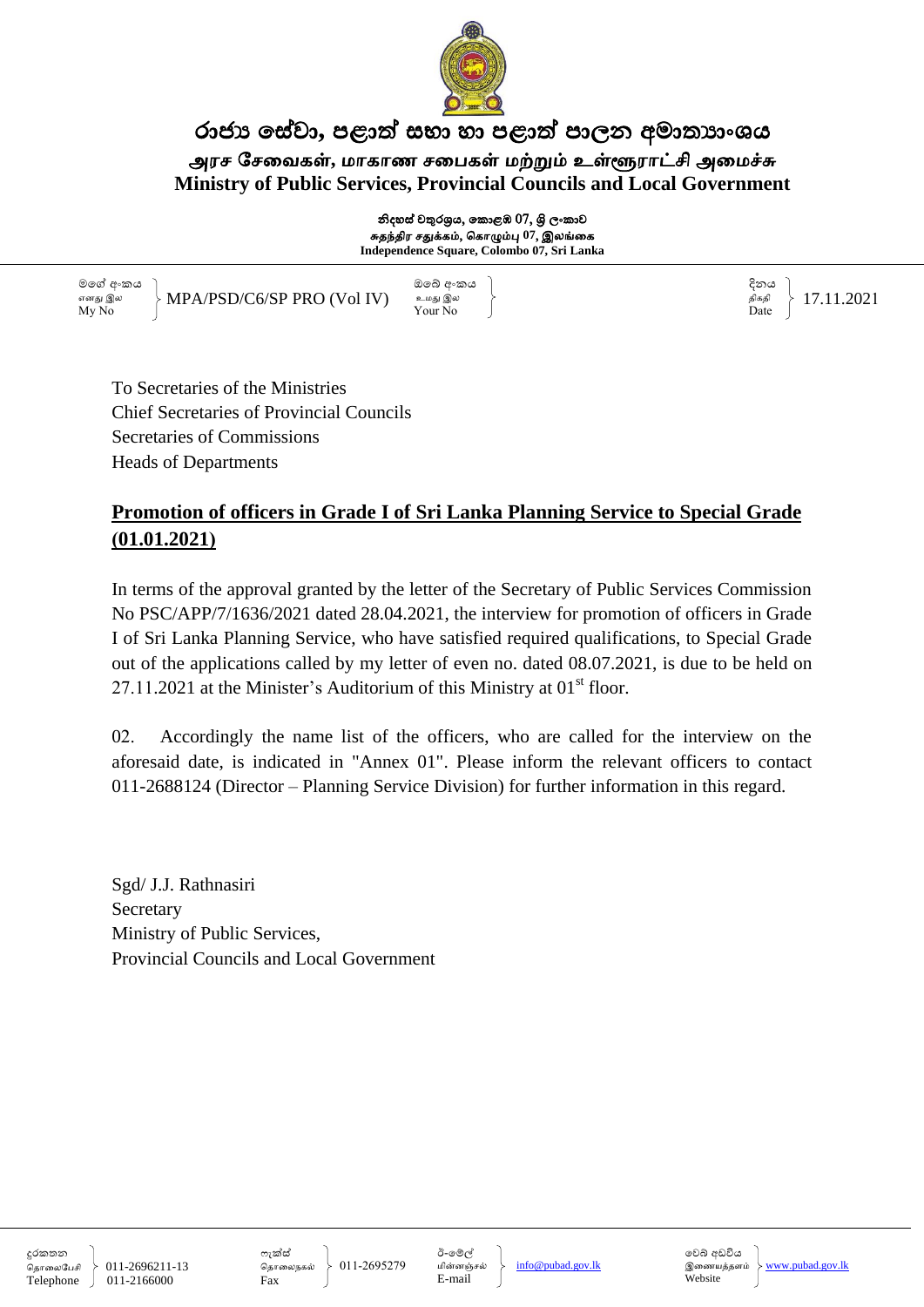# රාජ්‍ය සේවා, පළාත් සභා හා පළාත් පාලන අමාත්‍යාංශය

## அரச சேவைகள், மாகாண சபைகள் மற்றும் உள்ளூராட்சி அமைச்சு

## Ministry of Public Services, Provincial Councils and Local Government

නිදහස් චතුරශ්‍රය, කොළඹ 07, ශ්‍රී ලංකාව
சுதந்திர சதுக்கம், கொழும்பு 07, இலங்கை
**Independence Square, Colombo 07, Sri Lanka**

| මගේ අංකය / எனது இல / My No | MPA/PSD/C6/SP PRO (Vol IV) | ඔබේ අංකය / உமது இல / Your No | | දිනය / திகதி / Date | 17.11.2021 |
|---|---|---|---|---|---|

To Secretaries of the Ministries
Chief Secretaries of Provincial Councils
Secretaries of Commissions
Heads of Departments

**<u>Promotion of officers in Grade I of Sri Lanka Planning Service to Special Grade (01.01.2021)</u>**

In terms of the approval granted by the letter of the Secretary of Public Services Commission No PSC/APP/7/1636/2021 dated 28.04.2021, the interview for promotion of officers in Grade I of Sri Lanka Planning Service, who have satisfied required qualifications, to Special Grade out of the applications called by my letter of even no. dated 08.07.2021, is due to be held on 27.11.2021 at the Minister's Auditorium of this Ministry at 01st floor.

02. Accordingly the name list of the officers, who are called for the interview on the aforesaid date, is indicated in "Annex 01". Please inform the relevant officers to contact 011-2688124 (Director – Planning Service Division) for further information in this regard.

Sgd/ J.J. Rathnasiri
Secretary
Ministry of Public Services,
Provincial Councils and Local Government

| දුරකතන / தொலைபேசி / Telephone | 011-2696211-13 011-2166000 | ෆැක්ස් / தொலைநகல் / Fax | 011-2695279 | ඊ-මේල් / மின்னஞ்சல் / E-mail | info@pubad.gov.lk | වෙබ් අඩවිය / இணையத்தளம் / Website | www.pubad.gov.lk |
|---|---|---|---|---|---|---|---|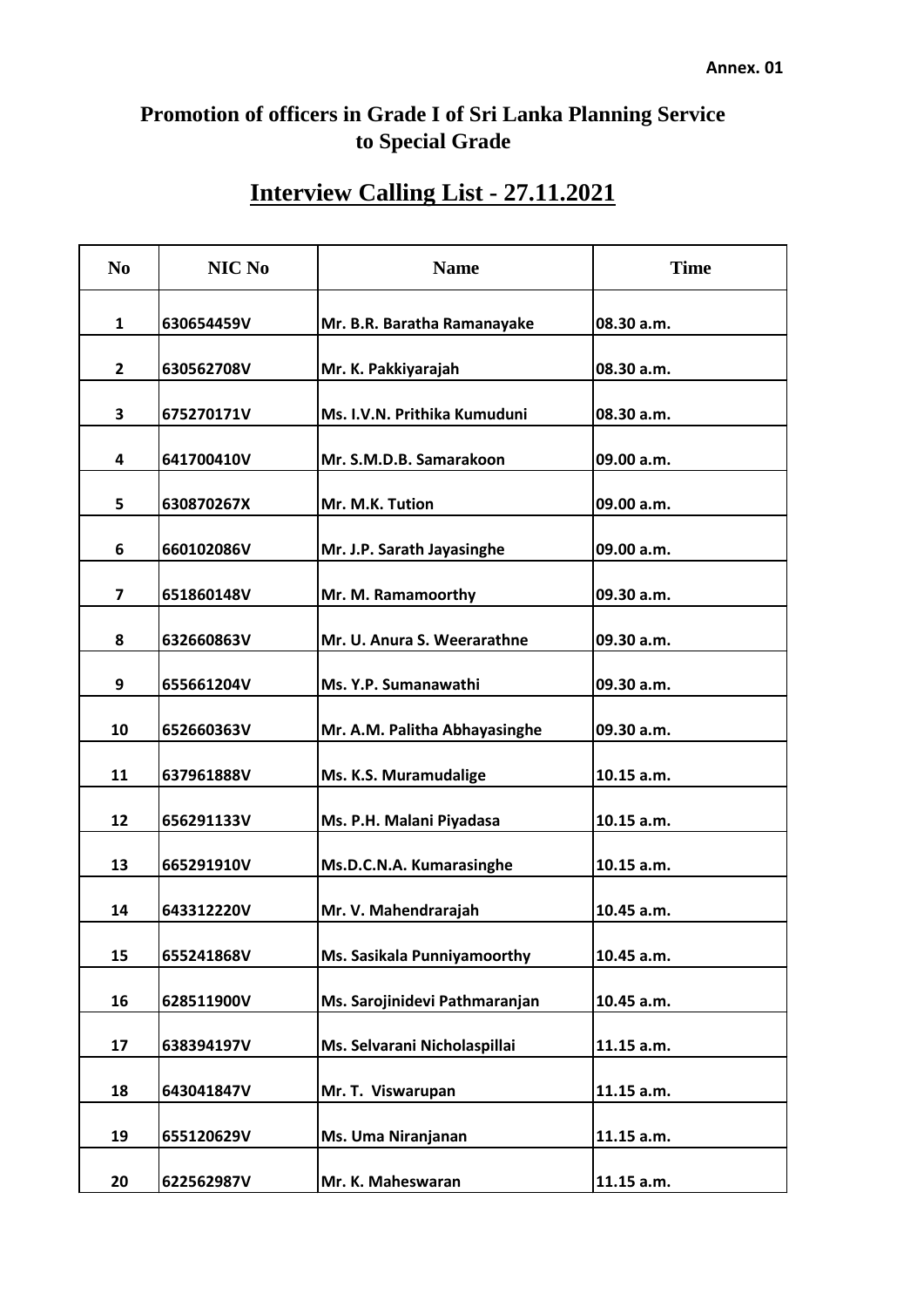Annex. 01

# Promotion of officers in Grade I of Sri Lanka Planning Service to Special Grade

## Interview Calling List - 27.11.2021

| No | NIC No | Name | Time |
|---|---|---|---|
| 1 | 630654459V | Mr. B.R. Baratha Ramanayake | 08.30 a.m. |
| 2 | 630562708V | Mr. K. Pakkiyarajah | 08.30 a.m. |
| 3 | 675270171V | Ms. I.V.N. Prithika Kumuduni | 08.30 a.m. |
| 4 | 641700410V | Mr. S.M.D.B. Samarakoon | 09.00 a.m. |
| 5 | 630870267X | Mr. M.K. Tution | 09.00 a.m. |
| 6 | 660102086V | Mr. J.P. Sarath Jayasinghe | 09.00 a.m. |
| 7 | 651860148V | Mr. M. Ramamoorthy | 09.30 a.m. |
| 8 | 632660863V | Mr. U. Anura S. Weerarathne | 09.30 a.m. |
| 9 | 655661204V | Ms. Y.P. Sumanawathi | 09.30 a.m. |
| 10 | 652660363V | Mr. A.M. Palitha Abhayasinghe | 09.30 a.m. |
| 11 | 637961888V | Ms. K.S. Muramudalige | 10.15 a.m. |
| 12 | 656291133V | Ms. P.H. Malani Piyadasa | 10.15 a.m. |
| 13 | 665291910V | Ms.D.C.N.A. Kumarasinghe | 10.15 a.m. |
| 14 | 643312220V | Mr. V. Mahendrarajah | 10.45 a.m. |
| 15 | 655241868V | Ms. Sasikala Punniyamoorthy | 10.45 a.m. |
| 16 | 628511900V | Ms. Sarojinidevi Pathmaranjan | 10.45 a.m. |
| 17 | 638394197V | Ms. Selvarani Nicholaspillai | 11.15 a.m. |
| 18 | 643041847V | Mr. T. Viswarupan | 11.15 a.m. |
| 19 | 655120629V | Ms. Uma Niranjanan | 11.15 a.m. |
| 20 | 622562987V | Mr. K. Maheswaran | 11.15 a.m. |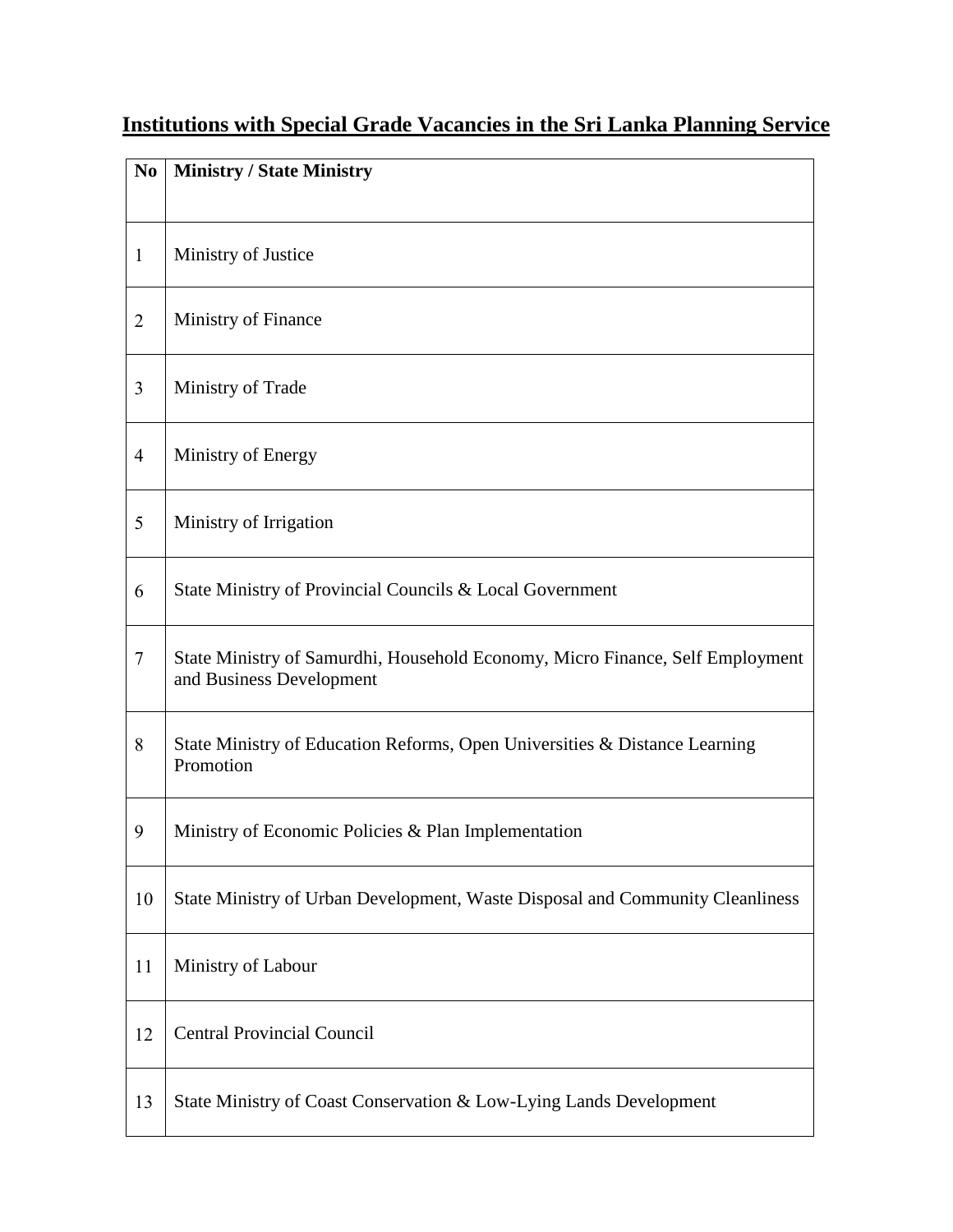# Institutions with Special Grade Vacancies in the Sri Lanka Planning Service

| No | Ministry / State Ministry |
|---|---|
| 1 | Ministry of Justice |
| 2 | Ministry of Finance |
| 3 | Ministry of Trade |
| 4 | Ministry of Energy |
| 5 | Ministry of Irrigation |
| 6 | State Ministry of Provincial Councils & Local Government |
| 7 | State Ministry of Samurdhi, Household Economy, Micro Finance, Self Employment and Business Development |
| 8 | State Ministry of Education Reforms, Open Universities & Distance Learning Promotion |
| 9 | Ministry of Economic Policies & Plan Implementation |
| 10 | State Ministry of Urban Development, Waste Disposal and Community Cleanliness |
| 11 | Ministry of Labour |
| 12 | Central Provincial Council |
| 13 | State Ministry of Coast Conservation & Low-Lying Lands Development |